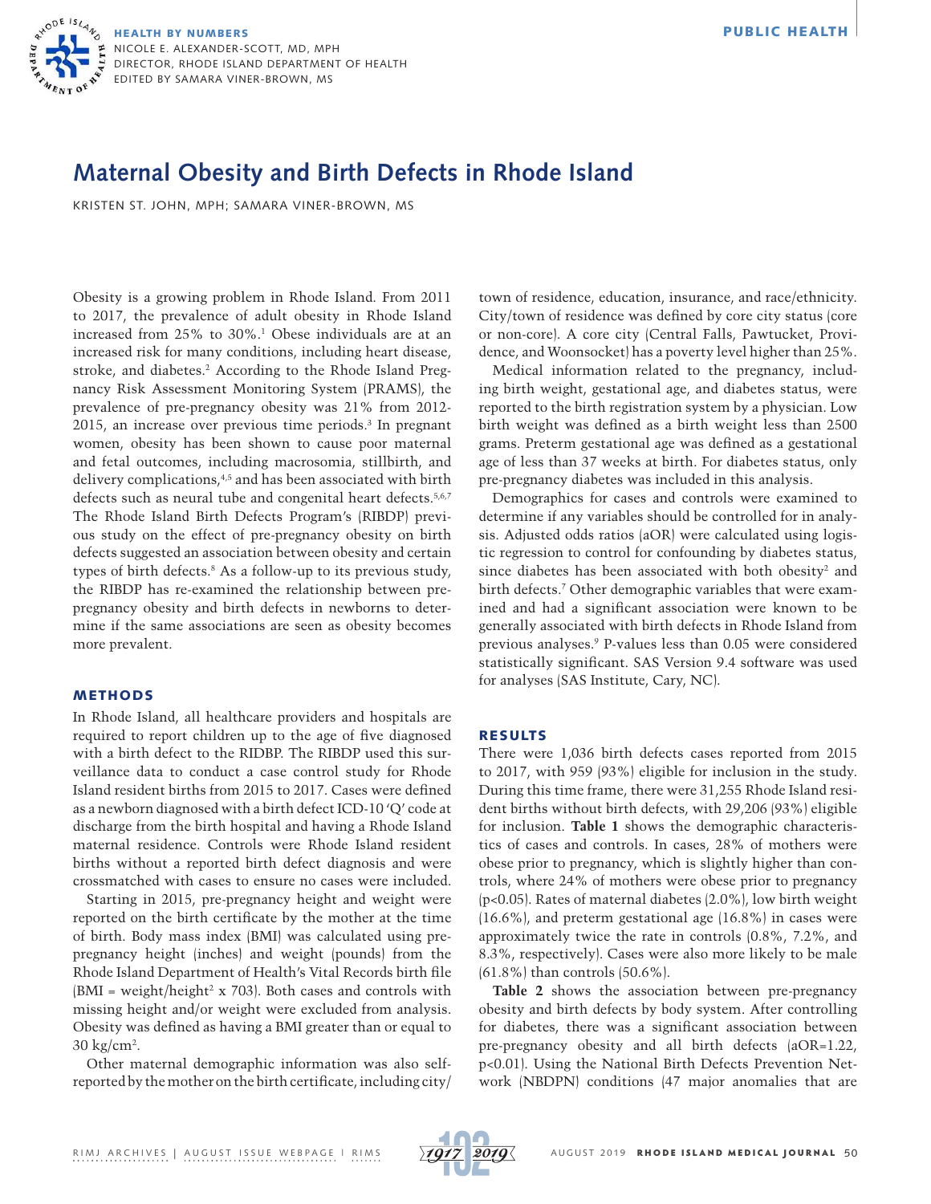# Maternal Obesity and Birth Defects in Rhode Island

KRISTEN ST. JOHN, MPH; SAMARA VINER-BROWN, MS

Obesity is a growing problem in Rhode Island. From 2011 to 2017, the prevalence of adult obesity in Rhode Island increased from 25% to 30%.[1] Obese individuals are at an increased risk for many conditions, including heart disease, stroke, and diabetes.[2] According to the Rhode Island Pregnancy Risk Assessment Monitoring System (PRAMS), the prevalence of pre-pregnancy obesity was 21% from 2012-2015, an increase over previous time periods.[3] In pregnant women, obesity has been shown to cause poor maternal and fetal outcomes, including macrosomia, stillbirth, and delivery complications,[4,5] and has been associated with birth defects such as neural tube and congenital heart defects.[5,6,7] The Rhode Island Birth Defects Program's (RIBDP) previous study on the effect of pre-pregnancy obesity on birth defects suggested an association between obesity and certain types of birth defects.[8] As a follow-up to its previous study, the RIBDP has re-examined the relationship between pre-pregnancy obesity and birth defects in newborns to determine if the same associations are seen as obesity becomes more prevalent.

## METHODS

In Rhode Island, all healthcare providers and hospitals are required to report children up to the age of five diagnosed with a birth defect to the RIDBP. The RIBDP used this surveillance data to conduct a case control study for Rhode Island resident births from 2015 to 2017. Cases were defined as a newborn diagnosed with a birth defect ICD-10 'Q' code at discharge from the birth hospital and having a Rhode Island maternal residence. Controls were Rhode Island resident births without a reported birth defect diagnosis and were crossmatched with cases to ensure no cases were included.

Starting in 2015, pre-pregnancy height and weight were reported on the birth certificate by the mother at the time of birth. Body mass index (BMI) was calculated using pre-pregnancy height (inches) and weight (pounds) from the Rhode Island Department of Health's Vital Records birth file (BMI = weight/height$^2$ x 703). Both cases and controls with missing height and/or weight were excluded from analysis. Obesity was defined as having a BMI greater than or equal to 30 kg/cm$^2$.

Other maternal demographic information was also self-reported by the mother on the birth certificate, including city/town of residence, education, insurance, and race/ethnicity. City/town of residence was defined by core city status (core or non-core). A core city (Central Falls, Pawtucket, Providence, and Woonsocket) has a poverty level higher than 25%.

Medical information related to the pregnancy, including birth weight, gestational age, and diabetes status, were reported to the birth registration system by a physician. Low birth weight was defined as a birth weight less than 2500 grams. Preterm gestational age was defined as a gestational age of less than 37 weeks at birth. For diabetes status, only pre-pregnancy diabetes was included in this analysis.

Demographics for cases and controls were examined to determine if any variables should be controlled for in analysis. Adjusted odds ratios (aOR) were calculated using logistic regression to control for confounding by diabetes status, since diabetes has been associated with both obesity[2] and birth defects.[7] Other demographic variables that were examined and had a significant association were known to be generally associated with birth defects in Rhode Island from previous analyses.[9] P-values less than 0.05 were considered statistically significant. SAS Version 9.4 software was used for analyses (SAS Institute, Cary, NC).

## RESULTS

There were 1,036 birth defects cases reported from 2015 to 2017, with 959 (93%) eligible for inclusion in the study. During this time frame, there were 31,255 Rhode Island resident births without birth defects, with 29,206 (93%) eligible for inclusion. **Table 1** shows the demographic characteristics of cases and controls. In cases, 28% of mothers were obese prior to pregnancy, which is slightly higher than controls, where 24% of mothers were obese prior to pregnancy ($p<0.05$). Rates of maternal diabetes (2.0%), low birth weight (16.6%), and preterm gestational age (16.8%) in cases were approximately twice the rate in controls (0.8%, 7.2%, and 8.3%, respectively). Cases were also more likely to be male (61.8%) than controls (50.6%).

**Table 2** shows the association between pre-pregnancy obesity and birth defects by body system. After controlling for diabetes, there was a significant association between pre-pregnancy obesity and all birth defects (aOR=1.22, $p<0.01$). Using the National Birth Defects Prevention Network (NBDPN) conditions (47 major anomalies that are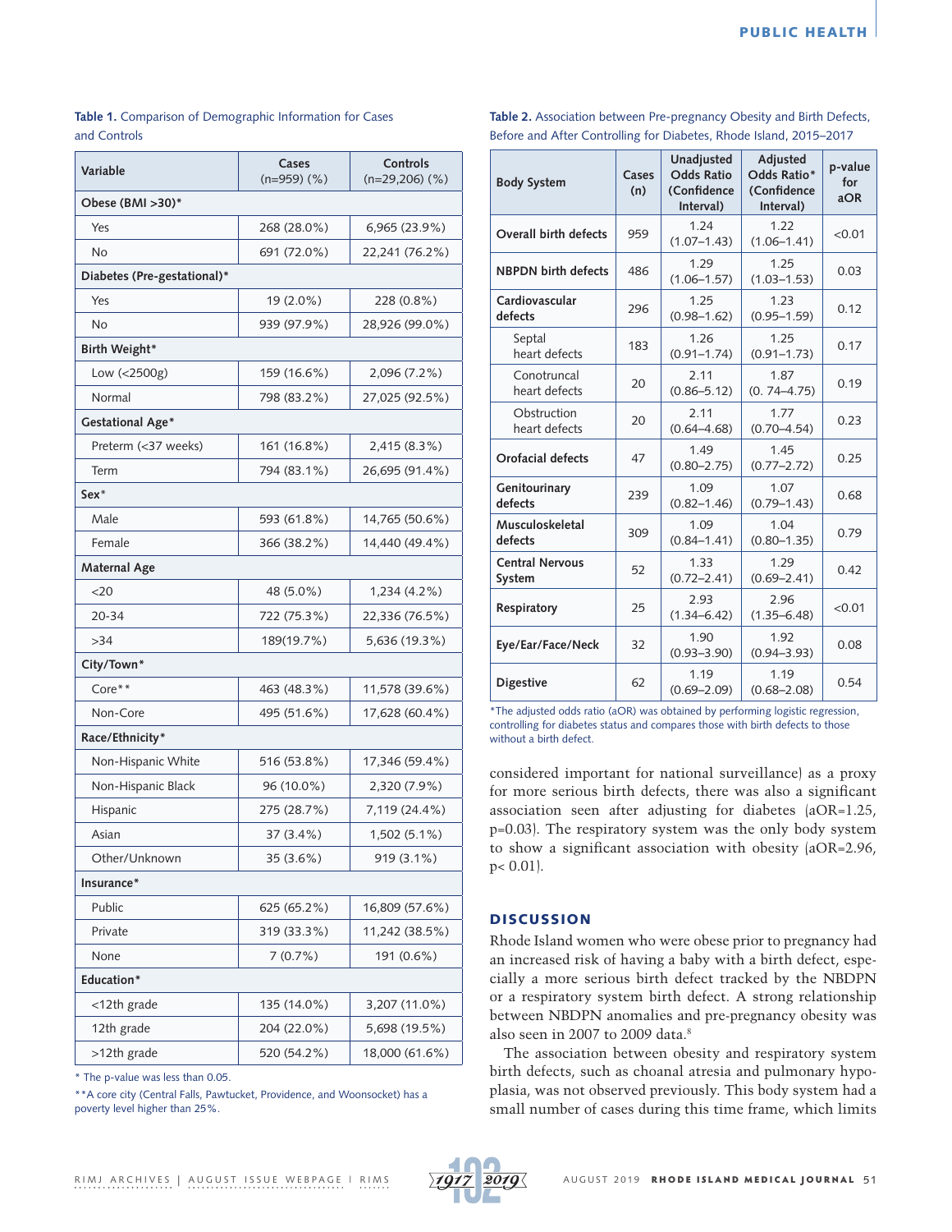**Table 1.** Comparison of Demographic Information for Cases and Controls

| Variable | Cases (n=959) (%) | Controls (n=29,206) (%) |
|---|---|---|
| **Obese (BMI >30)*** | | |
| Yes | 268 (28.0%) | 6,965 (23.9%) |
| No | 691 (72.0%) | 22,241 (76.2%) |
| **Diabetes (Pre-gestational)*** | | |
| Yes | 19 (2.0%) | 228 (0.8%) |
| No | 939 (97.9%) | 28,926 (99.0%) |
| **Birth Weight*** | | |
| Low (<2500g) | 159 (16.6%) | 2,096 (7.2%) |
| Normal | 798 (83.2%) | 27,025 (92.5%) |
| **Gestational Age*** | | |
| Preterm (<37 weeks) | 161 (16.8%) | 2,415 (8.3%) |
| Term | 794 (83.1%) | 26,695 (91.4%) |
| **Sex*** | | |
| Male | 593 (61.8%) | 14,765 (50.6%) |
| Female | 366 (38.2%) | 14,440 (49.4%) |
| **Maternal Age** | | |
| <20 | 48 (5.0%) | 1,234 (4.2%) |
| 20-34 | 722 (75.3%) | 22,336 (76.5%) |
| >34 | 189(19.7%) | 5,636 (19.3%) |
| **City/Town*** | | |
| Core** | 463 (48.3%) | 11,578 (39.6%) |
| Non-Core | 495 (51.6%) | 17,628 (60.4%) |
| **Race/Ethnicity*** | | |
| Non-Hispanic White | 516 (53.8%) | 17,346 (59.4%) |
| Non-Hispanic Black | 96 (10.0%) | 2,320 (7.9%) |
| Hispanic | 275 (28.7%) | 7,119 (24.4%) |
| Asian | 37 (3.4%) | 1,502 (5.1%) |
| Other/Unknown | 35 (3.6%) | 919 (3.1%) |
| **Insurance*** | | |
| Public | 625 (65.2%) | 16,809 (57.6%) |
| Private | 319 (33.3%) | 11,242 (38.5%) |
| None | 7 (0.7%) | 191 (0.6%) |
| **Education*** | | |
| <12th grade | 135 (14.0%) | 3,207 (11.0%) |
| 12th grade | 204 (22.0%) | 5,698 (19.5%) |
| >12th grade | 520 (54.2%) | 18,000 (61.6%) |

* The p-value was less than 0.05.

**A core city (Central Falls, Pawtucket, Providence, and Woonsocket) has a poverty level higher than 25%.

**Table 2.** Association between Pre-pregnancy Obesity and Birth Defects, Before and After Controlling for Diabetes, Rhode Island, 2015–2017

| Body System | Cases (n) | Unadjusted Odds Ratio (Confidence Interval) | Adjusted Odds Ratio* (Confidence Interval) | p-value for aOR |
|---|---|---|---|---|
| **Overall birth defects** | 959 | 1.24 (1.07–1.43) | 1.22 (1.06–1.41) | <0.01 |
| **NBPDN birth defects** | 486 | 1.29 (1.06–1.57) | 1.25 (1.03–1.53) | 0.03 |
| **Cardiovascular defects** | 296 | 1.25 (0.98–1.62) | 1.23 (0.95–1.59) | 0.12 |
| Septal heart defects | 183 | 1.26 (0.91–1.74) | 1.25 (0.91–1.73) | 0.17 |
| Conotruncal heart defects | 20 | 2.11 (0.86–5.12) | 1.87 (0. 74–4.75) | 0.19 |
| Obstruction heart defects | 20 | 2.11 (0.64–4.68) | 1.77 (0.70–4.54) | 0.23 |
| **Orofacial defects** | 47 | 1.49 (0.80–2.75) | 1.45 (0.77–2.72) | 0.25 |
| **Genitourinary defects** | 239 | 1.09 (0.82–1.46) | 1.07 (0.79–1.43) | 0.68 |
| **Musculoskeletal defects** | 309 | 1.09 (0.84–1.41) | 1.04 (0.80–1.35) | 0.79 |
| **Central Nervous System** | 52 | 1.33 (0.72–2.41) | 1.29 (0.69–2.41) | 0.42 |
| **Respiratory** | 25 | 2.93 (1.34–6.42) | 2.96 (1.35–6.48) | <0.01 |
| **Eye/Ear/Face/Neck** | 32 | 1.90 (0.93–3.90) | 1.92 (0.94–3.93) | 0.08 |
| **Digestive** | 62 | 1.19 (0.69–2.09) | 1.19 (0.68–2.08) | 0.54 |

*The adjusted odds ratio (aOR) was obtained by performing logistic regression, controlling for diabetes status and compares those with birth defects to those without a birth defect.

considered important for national surveillance) as a proxy for more serious birth defects, there was also a significant association seen after adjusting for diabetes (aOR=1.25, p=0.03). The respiratory system was the only body system to show a significant association with obesity (aOR=2.96, p< 0.01).

## DISCUSSION

Rhode Island women who were obese prior to pregnancy had an increased risk of having a baby with a birth defect, especially a more serious birth defect tracked by the NBDPN or a respiratory system birth defect. A strong relationship between NBDPN anomalies and pre-pregnancy obesity was also seen in 2007 to 2009 data.[8]

The association between obesity and respiratory system birth defects, such as choanal atresia and pulmonary hypoplasia, was not observed previously. This body system had a small number of cases during this time frame, which limits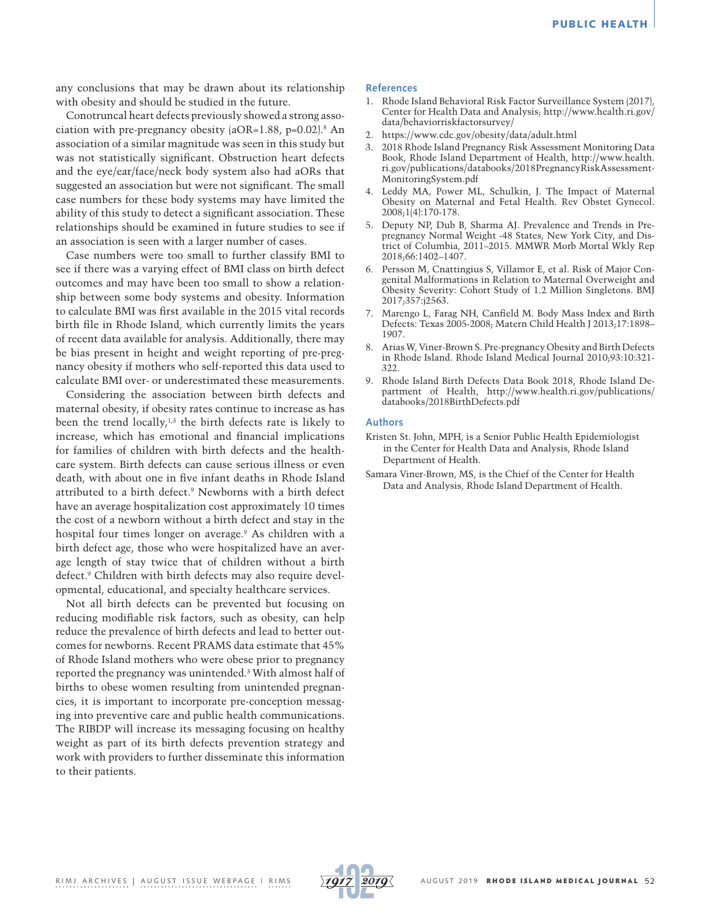any conclusions that may be drawn about its relationship with obesity and should be studied in the future.

Conotruncal heart defects previously showed a strong association with pre-pregnancy obesity (aOR=1.88, p=0.02).[8] An association of a similar magnitude was seen in this study but was not statistically significant. Obstruction heart defects and the eye/ear/face/neck body system also had aORs that suggested an association but were not significant. The small case numbers for these body systems may have limited the ability of this study to detect a significant association. These relationships should be examined in future studies to see if an association is seen with a larger number of cases.

Case numbers were too small to further classify BMI to see if there was a varying effect of BMI class on birth defect outcomes and may have been too small to show a relationship between some body systems and obesity. Information to calculate BMI was first available in the 2015 vital records birth file in Rhode Island, which currently limits the years of recent data available for analysis. Additionally, there may be bias present in height and weight reporting of pre-pregnancy obesity if mothers who self-reported this data used to calculate BMI over- or underestimated these measurements.

Considering the association between birth defects and maternal obesity, if obesity rates continue to increase as has been the trend locally,[1,3] the birth defects rate is likely to increase, which has emotional and financial implications for families of children with birth defects and the healthcare system. Birth defects can cause serious illness or even death, with about one in five infant deaths in Rhode Island attributed to a birth defect.[9] Newborns with a birth defect have an average hospitalization cost approximately 10 times the cost of a newborn without a birth defect and stay in the hospital four times longer on average.[9] As children with a birth defect age, those who were hospitalized have an average length of stay twice that of children without a birth defect.[9] Children with birth defects may also require developmental, educational, and specialty healthcare services.

Not all birth defects can be prevented but focusing on reducing modifiable risk factors, such as obesity, can help reduce the prevalence of birth defects and lead to better outcomes for newborns. Recent PRAMS data estimate that 45% of Rhode Island mothers who were obese prior to pregnancy reported the pregnancy was unintended.[3] With almost half of births to obese women resulting from unintended pregnancies, it is important to incorporate pre-conception messaging into preventive care and public health communications. The RIBDP will increase its messaging focusing on healthy weight as part of its birth defects prevention strategy and work with providers to further disseminate this information to their patients.

## References

1. Rhode Island Behavioral Risk Factor Surveillance System (2017), Center for Health Data and Analysis; http://www.health.ri.gov/data/behaviorriskfactorsurvey/
2. https://www.cdc.gov/obesity/data/adult.html
3. 2018 Rhode Island Pregnancy Risk Assessment Monitoring Data Book, Rhode Island Department of Health, http://www.health.ri.gov/publications/databooks/2018PregnancyRiskAssessmentMonitoringSystem.pdf
4. Leddy MA, Power ML, Schulkin, J. The Impact of Maternal Obesity on Maternal and Fetal Health. Rev Obstet Gynecol. 2008;1(4):170-178.
5. Deputy NP, Dub B, Sharma AJ. Prevalence and Trends in Prepregnancy Normal Weight -48 States, New York City, and District of Columbia, 2011–2015. MMWR Morb Mortal Wkly Rep 2018;66:1402–1407.
6. Persson M, Cnattingius S, Villamor E, et al. Risk of Major Congenital Malformations in Relation to Maternal Overweight and Obesity Severity: Cohort Study of 1.2 Million Singletons. BMJ 2017;357:j2563.
7. Marengo L, Farag NH, Canfield M. Body Mass Index and Birth Defects: Texas 2005-2008; Matern Child Health J 2013;17:1898–1907.
8. Arias W, Viner-Brown S. Pre-pregnancy Obesity and Birth Defects in Rhode Island. Rhode Island Medical Journal 2010;93:10:321-322.
9. Rhode Island Birth Defects Data Book 2018, Rhode Island Department of Health, http://www.health.ri.gov/publications/databooks/2018BirthDefects.pdf

## Authors

Kristen St. John, MPH, is a Senior Public Health Epidemiologist in the Center for Health Data and Analysis, Rhode Island Department of Health.

Samara Viner-Brown, MS, is the Chief of the Center for Health Data and Analysis, Rhode Island Department of Health.